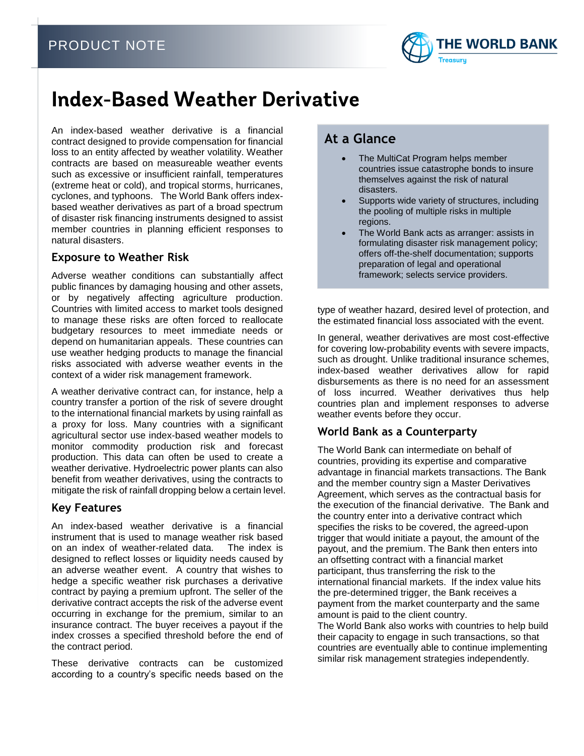PRODUCT NOTE

THE WORLD BANK
Treasury

# Index-Based Weather Derivative

An index-based weather derivative is a financial contract designed to provide compensation for financial loss to an entity affected by weather volatility. Weather contracts are based on measureable weather events such as excessive or insufficient rainfall, temperatures (extreme heat or cold), and tropical storms, hurricanes, cyclones, and typhoons. The World Bank offers index-based weather derivatives as part of a broad spectrum of disaster risk financing instruments designed to assist member countries in planning efficient responses to natural disasters.

## At a Glance

- The MultiCat Program helps member countries issue catastrophe bonds to insure themselves against the risk of natural disasters.
- Supports wide variety of structures, including the pooling of multiple risks in multiple regions.
- The World Bank acts as arranger: assists in formulating disaster risk management policy; offers off-the-shelf documentation; supports preparation of legal and operational framework; selects service providers.

## Exposure to Weather Risk

Adverse weather conditions can substantially affect public finances by damaging housing and other assets, or by negatively affecting agriculture production. Countries with limited access to market tools designed to manage these risks are often forced to reallocate budgetary resources to meet immediate needs or depend on humanitarian appeals. These countries can use weather hedging products to manage the financial risks associated with adverse weather events in the context of a wider risk management framework.

A weather derivative contract can, for instance, help a country transfer a portion of the risk of severe drought to the international financial markets by using rainfall as a proxy for loss. Many countries with a significant agricultural sector use index-based weather models to monitor commodity production risk and forecast production. This data can often be used to create a weather derivative. Hydroelectric power plants can also benefit from weather derivatives, using the contracts to mitigate the risk of rainfall dropping below a certain level.

## Key Features

An index-based weather derivative is a financial instrument that is used to manage weather risk based on an index of weather-related data. The index is designed to reflect losses or liquidity needs caused by an adverse weather event. A country that wishes to hedge a specific weather risk purchases a derivative contract by paying a premium upfront. The seller of the derivative contract accepts the risk of the adverse event occurring in exchange for the premium, similar to an insurance contract. The buyer receives a payout if the index crosses a specified threshold before the end of the contract period.

These derivative contracts can be customized according to a country's specific needs based on the type of weather hazard, desired level of protection, and the estimated financial loss associated with the event.

In general, weather derivatives are most cost-effective for covering low-probability events with severe impacts, such as drought. Unlike traditional insurance schemes, index-based weather derivatives allow for rapid disbursements as there is no need for an assessment of loss incurred. Weather derivatives thus help countries plan and implement responses to adverse weather events before they occur.

## World Bank as a Counterparty

The World Bank can intermediate on behalf of countries, providing its expertise and comparative advantage in financial markets transactions. The Bank and the member country sign a Master Derivatives Agreement, which serves as the contractual basis for the execution of the financial derivative. The Bank and the country enter into a derivative contract which specifies the risks to be covered, the agreed-upon trigger that would initiate a payout, the amount of the payout, and the premium. The Bank then enters into an offsetting contract with a financial market participant, thus transferring the risk to the international financial markets. If the index value hits the pre-determined trigger, the Bank receives a payment from the market counterparty and the same amount is paid to the client country.

The World Bank also works with countries to help build their capacity to engage in such transactions, so that countries are eventually able to continue implementing similar risk management strategies independently.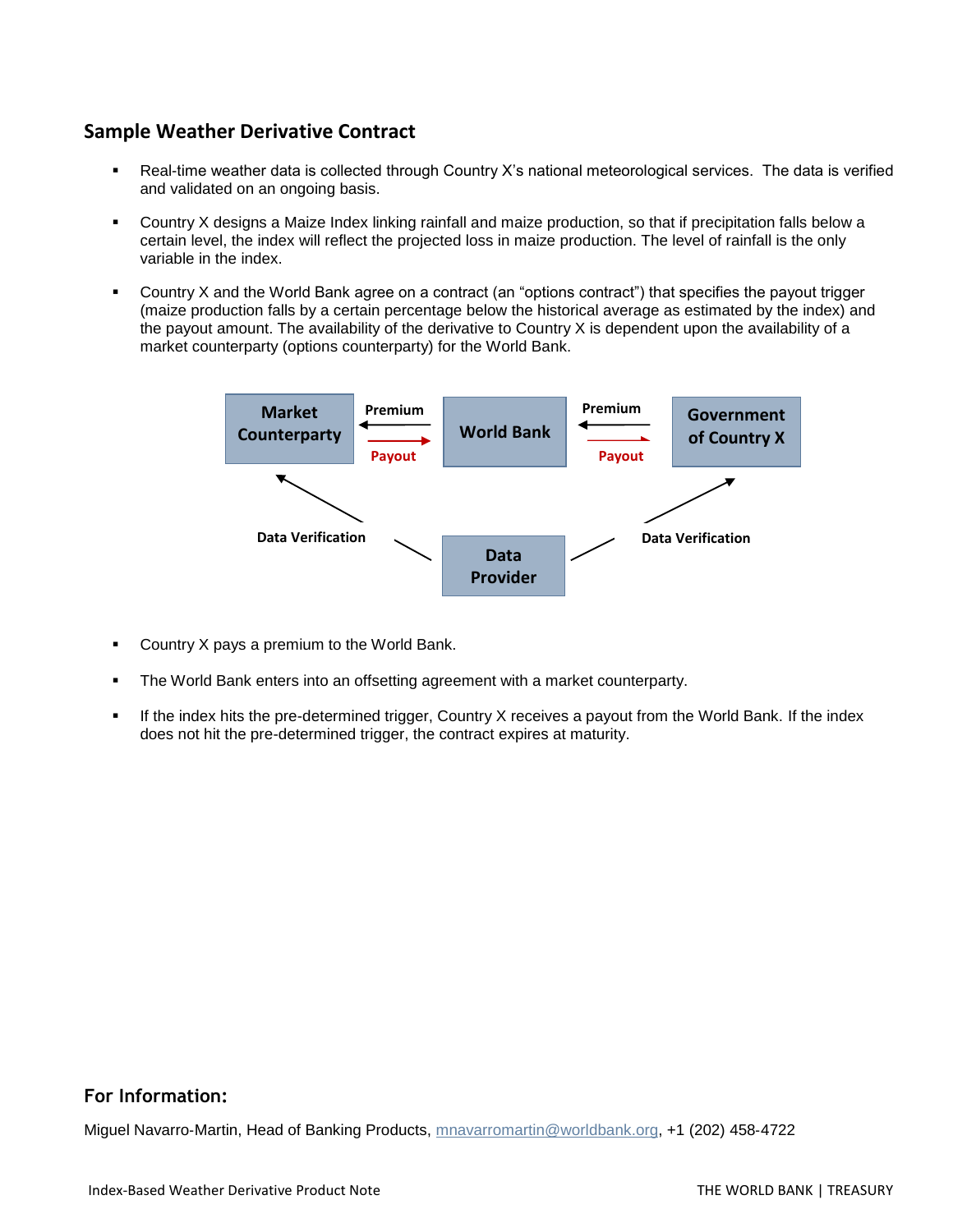## Sample Weather Derivative Contract

- Real-time weather data is collected through Country X's national meteorological services. The data is verified and validated on an ongoing basis.
- Country X designs a Maize Index linking rainfall and maize production, so that if precipitation falls below a certain level, the index will reflect the projected loss in maize production. The level of rainfall is the only variable in the index.
- Country X and the World Bank agree on a contract (an "options contract") that specifies the payout trigger (maize production falls by a certain percentage below the historical average as estimated by the index) and the payout amount. The availability of the derivative to Country X is dependent upon the availability of a market counterparty (options counterparty) for the World Bank.

Market Counterparty
Premium
Payout
World Bank
Premium
Payout
Government of Country X
Data Verification
Data Provider
Data Verification

- Country X pays a premium to the World Bank.
- The World Bank enters into an offsetting agreement with a market counterparty.
- If the index hits the pre-determined trigger, Country X receives a payout from the World Bank. If the index does not hit the pre-determined trigger, the contract expires at maturity.

## For Information:

Miguel Navarro-Martin, Head of Banking Products, mnavarromartin@worldbank.org, +1 (202) 458-4722